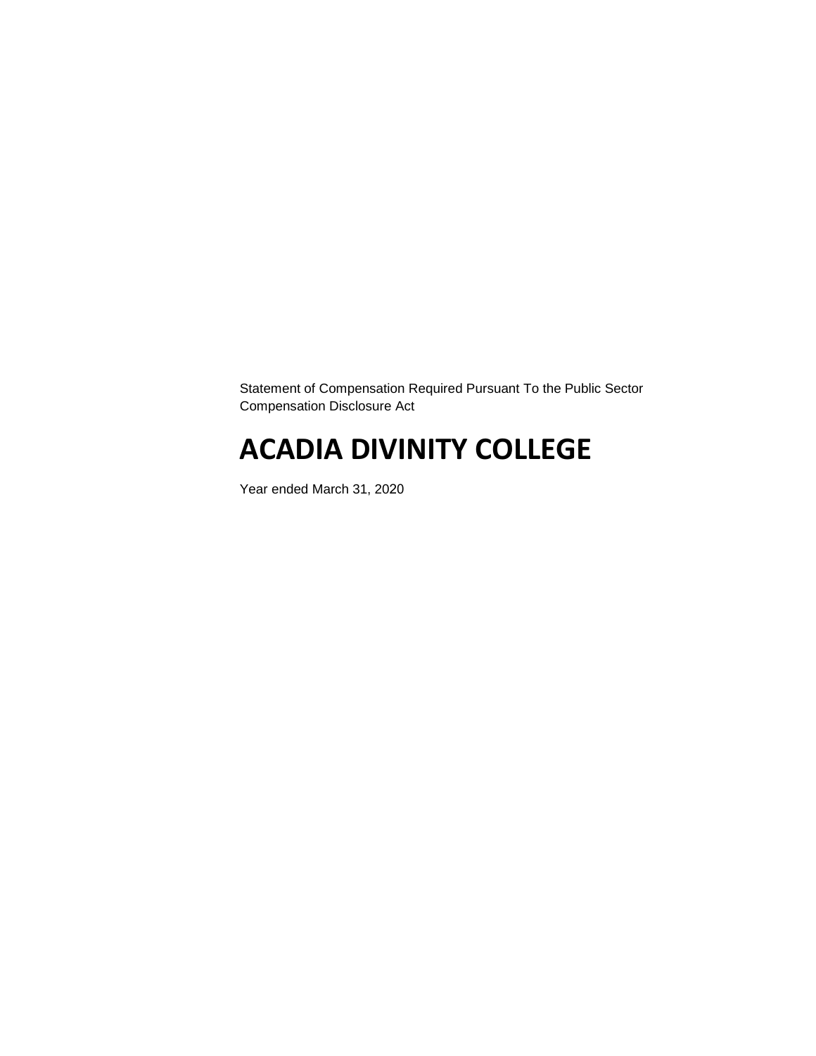Statement of Compensation Required Pursuant To the Public Sector Compensation Disclosure Act

# ACADIA DIVINITY COLLEGE

Year ended March 31, 2020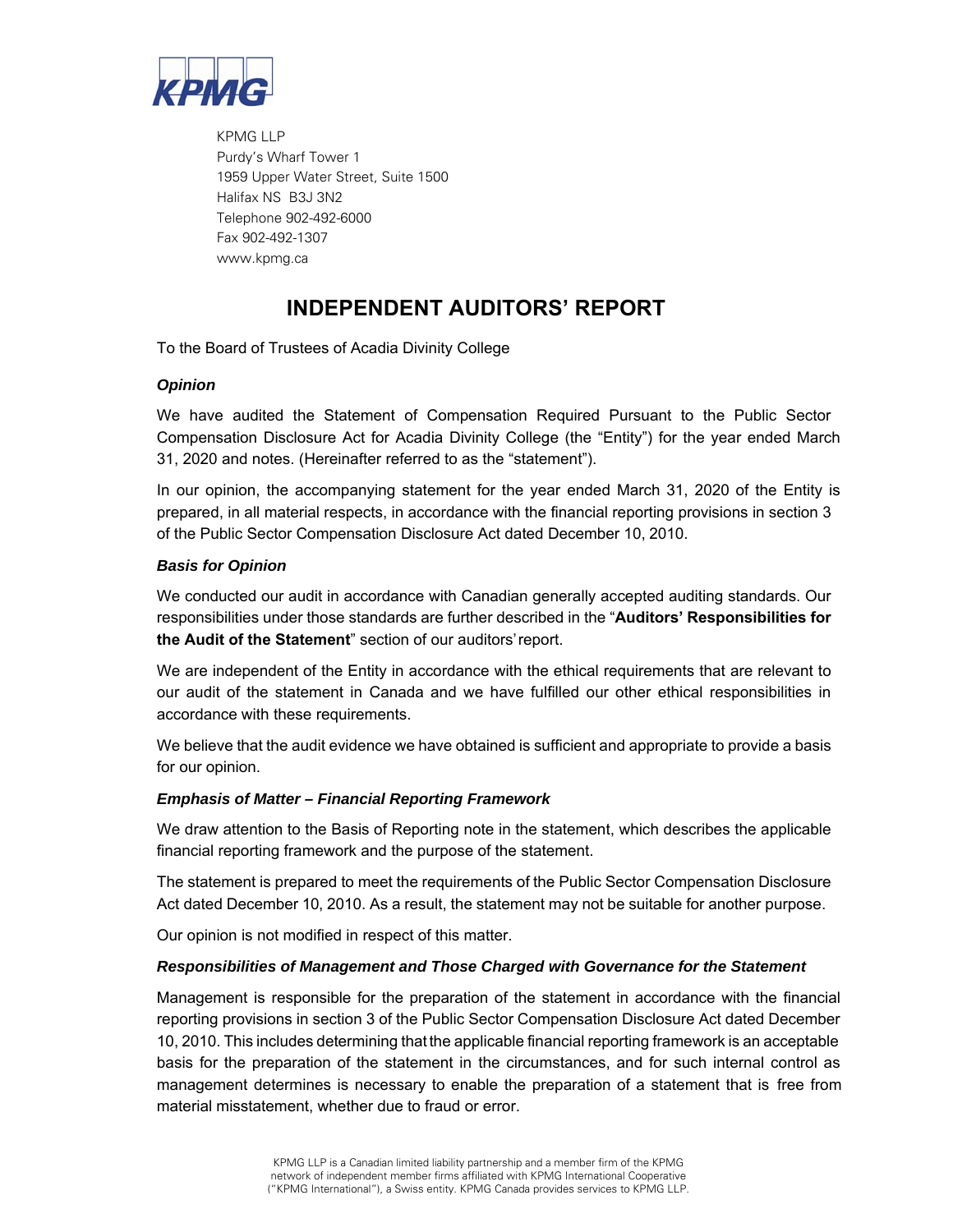KPMG LLP
Purdy's Wharf Tower 1
1959 Upper Water Street, Suite 1500
Halifax NS B3J 3N2
Telephone 902-492-6000
Fax 902-492-1307
www.kpmg.ca

# INDEPENDENT AUDITORS' REPORT

To the Board of Trustees of Acadia Divinity College

***Opinion***

We have audited the Statement of Compensation Required Pursuant to the Public Sector Compensation Disclosure Act for Acadia Divinity College (the "Entity") for the year ended March 31, 2020 and notes. (Hereinafter referred to as the "statement").

In our opinion, the accompanying statement for the year ended March 31, 2020 of the Entity is prepared, in all material respects, in accordance with the financial reporting provisions in section 3 of the Public Sector Compensation Disclosure Act dated December 10, 2010.

***Basis for Opinion***

We conducted our audit in accordance with Canadian generally accepted auditing standards. Our responsibilities under those standards are further described in the "**Auditors' Responsibilities for the Audit of the Statement**" section of our auditors' report.

We are independent of the Entity in accordance with the ethical requirements that are relevant to our audit of the statement in Canada and we have fulfilled our other ethical responsibilities in accordance with these requirements.

We believe that the audit evidence we have obtained is sufficient and appropriate to provide a basis for our opinion.

***Emphasis of Matter – Financial Reporting Framework***

We draw attention to the Basis of Reporting note in the statement, which describes the applicable financial reporting framework and the purpose of the statement.

The statement is prepared to meet the requirements of the Public Sector Compensation Disclosure Act dated December 10, 2010. As a result, the statement may not be suitable for another purpose.

Our opinion is not modified in respect of this matter.

***Responsibilities of Management and Those Charged with Governance for the Statement***

Management is responsible for the preparation of the statement in accordance with the financial reporting provisions in section 3 of the Public Sector Compensation Disclosure Act dated December 10, 2010. This includes determining that the applicable financial reporting framework is an acceptable basis for the preparation of the statement in the circumstances, and for such internal control as management determines is necessary to enable the preparation of a statement that is free from material misstatement, whether due to fraud or error.

KPMG LLP is a Canadian limited liability partnership and a member firm of the KPMG network of independent member firms affiliated with KPMG International Cooperative ("KPMG International"), a Swiss entity. KPMG Canada provides services to KPMG LLP.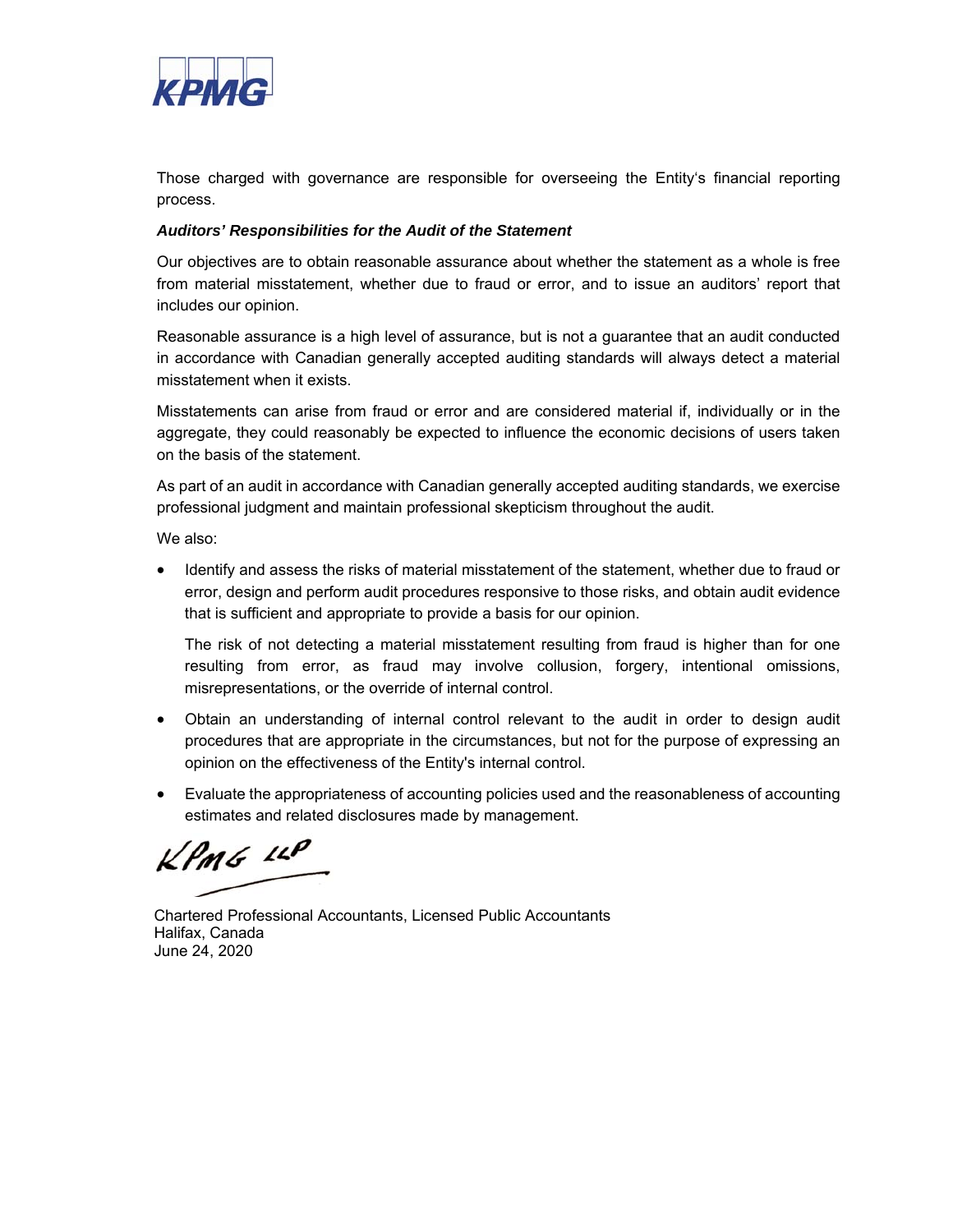Those charged with governance are responsible for overseeing the Entity's financial reporting process.

***Auditors' Responsibilities for the Audit of the Statement***

Our objectives are to obtain reasonable assurance about whether the statement as a whole is free from material misstatement, whether due to fraud or error, and to issue an auditors' report that includes our opinion.

Reasonable assurance is a high level of assurance, but is not a guarantee that an audit conducted in accordance with Canadian generally accepted auditing standards will always detect a material misstatement when it exists.

Misstatements can arise from fraud or error and are considered material if, individually or in the aggregate, they could reasonably be expected to influence the economic decisions of users taken on the basis of the statement.

As part of an audit in accordance with Canadian generally accepted auditing standards, we exercise professional judgment and maintain professional skepticism throughout the audit.

We also:

- Identify and assess the risks of material misstatement of the statement, whether due to fraud or error, design and perform audit procedures responsive to those risks, and obtain audit evidence that is sufficient and appropriate to provide a basis for our opinion.

  The risk of not detecting a material misstatement resulting from fraud is higher than for one resulting from error, as fraud may involve collusion, forgery, intentional omissions, misrepresentations, or the override of internal control.

- Obtain an understanding of internal control relevant to the audit in order to design audit procedures that are appropriate in the circumstances, but not for the purpose of expressing an opinion on the effectiveness of the Entity's internal control.

- Evaluate the appropriateness of accounting policies used and the reasonableness of accounting estimates and related disclosures made by management.

KPMG LLP

Chartered Professional Accountants, Licensed Public Accountants
Halifax, Canada
June 24, 2020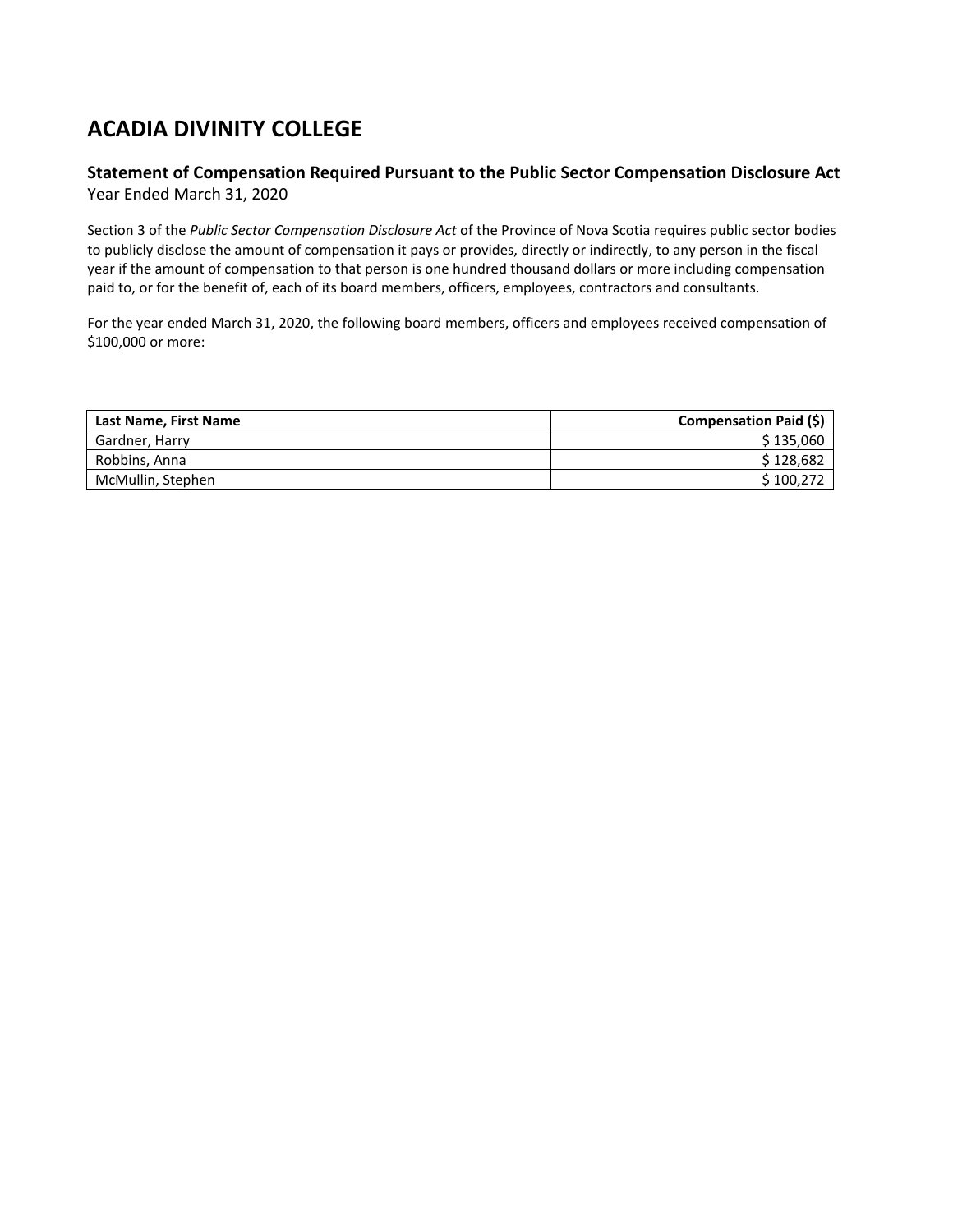# ACADIA DIVINITY COLLEGE

### Statement of Compensation Required Pursuant to the Public Sector Compensation Disclosure Act

Year Ended March 31, 2020

Section 3 of the *Public Sector Compensation Disclosure Act* of the Province of Nova Scotia requires public sector bodies to publicly disclose the amount of compensation it pays or provides, directly or indirectly, to any person in the fiscal year if the amount of compensation to that person is one hundred thousand dollars or more including compensation paid to, or for the benefit of, each of its board members, officers, employees, contractors and consultants.

For the year ended March 31, 2020, the following board members, officers and employees received compensation of $100,000 or more:

| Last Name, First Name | Compensation Paid ($) |
|---|---:|
| Gardner, Harry | $ 135,060 |
| Robbins, Anna | $ 128,682 |
| McMullin, Stephen | $ 100,272 |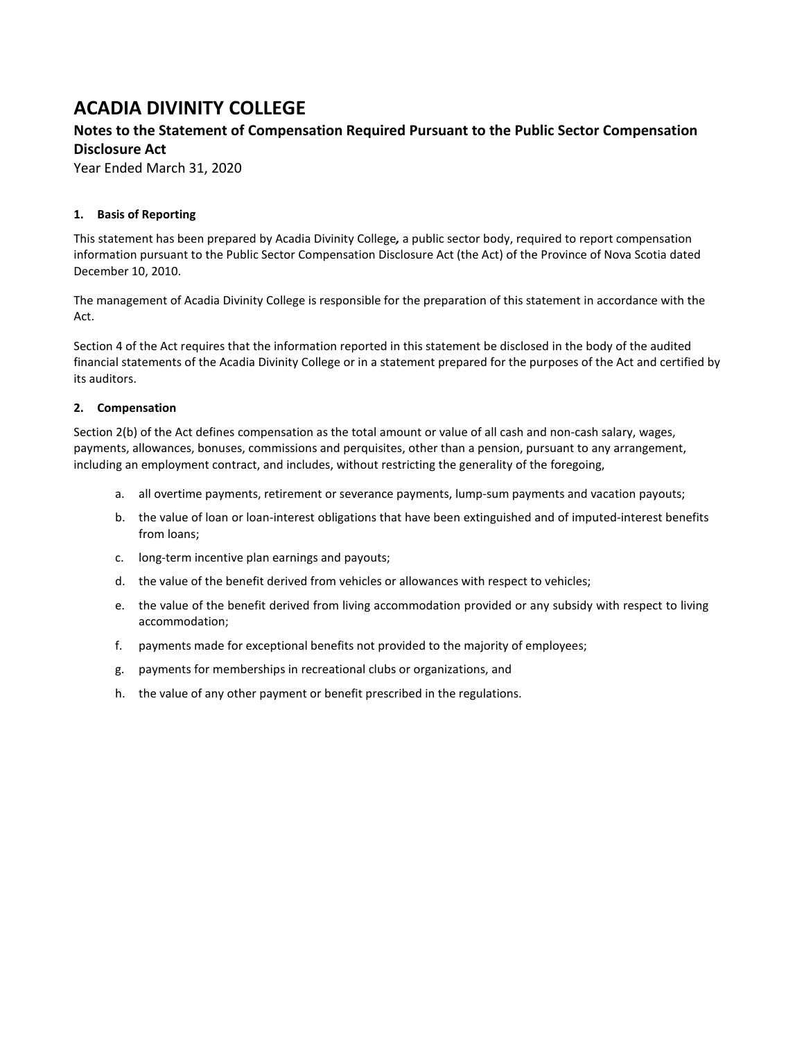# ACADIA DIVINITY COLLEGE

## Notes to the Statement of Compensation Required Pursuant to the Public Sector Compensation Disclosure Act

Year Ended March 31, 2020

### 1. Basis of Reporting

This statement has been prepared by Acadia Divinity College*,* a public sector body, required to report compensation information pursuant to the Public Sector Compensation Disclosure Act (the Act) of the Province of Nova Scotia dated December 10, 2010.

The management of Acadia Divinity College is responsible for the preparation of this statement in accordance with the Act.

Section 4 of the Act requires that the information reported in this statement be disclosed in the body of the audited financial statements of the Acadia Divinity College or in a statement prepared for the purposes of the Act and certified by its auditors.

### 2. Compensation

Section 2(b) of the Act defines compensation as the total amount or value of all cash and non-cash salary, wages, payments, allowances, bonuses, commissions and perquisites, other than a pension, pursuant to any arrangement, including an employment contract, and includes, without restricting the generality of the foregoing,

a. all overtime payments, retirement or severance payments, lump-sum payments and vacation payouts;

b. the value of loan or loan-interest obligations that have been extinguished and of imputed-interest benefits from loans;

c. long-term incentive plan earnings and payouts;

d. the value of the benefit derived from vehicles or allowances with respect to vehicles;

e. the value of the benefit derived from living accommodation provided or any subsidy with respect to living accommodation;

f. payments made for exceptional benefits not provided to the majority of employees;

g. payments for memberships in recreational clubs or organizations, and

h. the value of any other payment or benefit prescribed in the regulations.